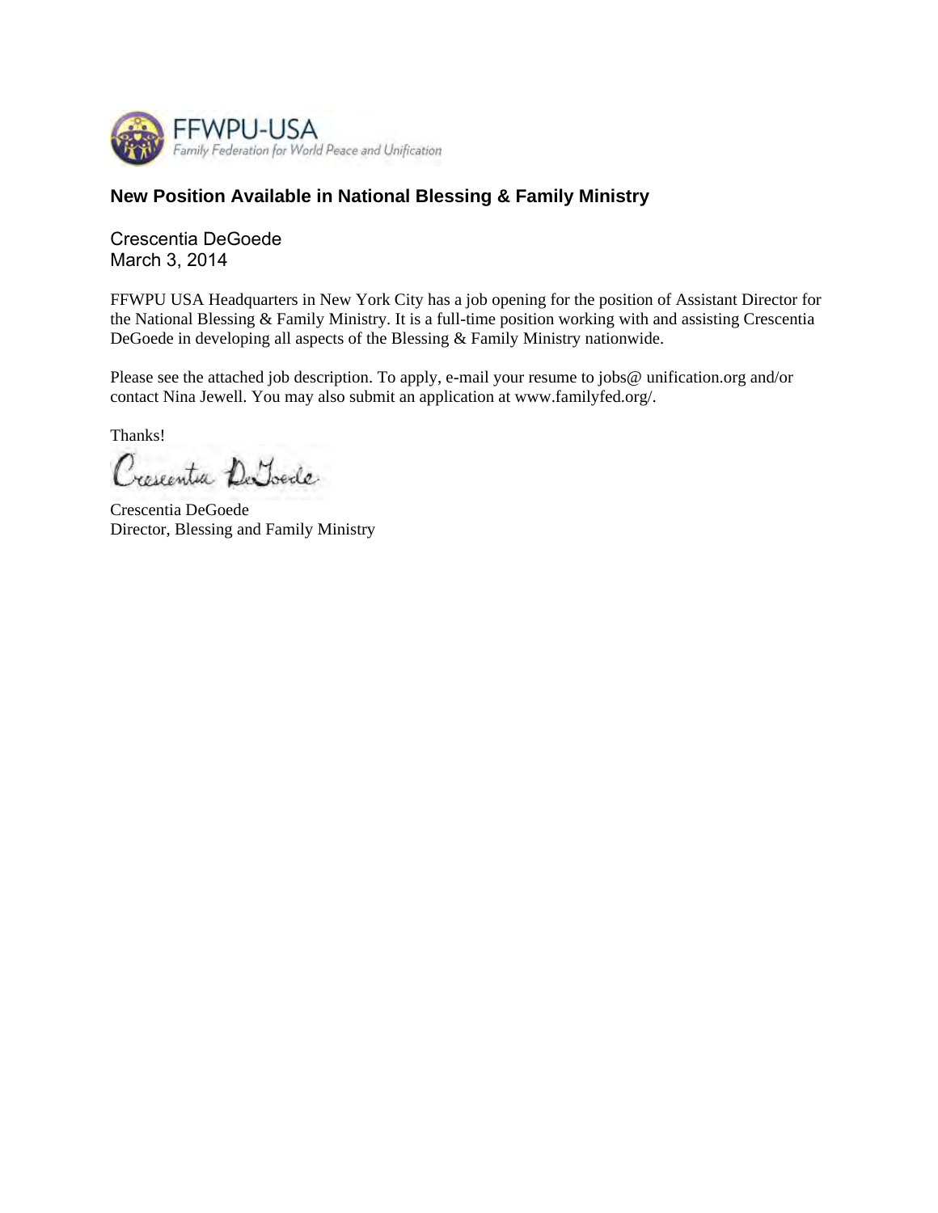FFWPU-USA
*Family Federation for World Peace and Unification*

## New Position Available in National Blessing & Family Ministry

Crescentia DeGoede
March 3, 2014

FFWPU USA Headquarters in New York City has a job opening for the position of Assistant Director for the National Blessing & Family Ministry. It is a full-time position working with and assisting Crescentia DeGoede in developing all aspects of the Blessing & Family Ministry nationwide.

Please see the attached job description. To apply, e-mail your resume to jobs@ unification.org and/or contact Nina Jewell. You may also submit an application at www.familyfed.org/.

Thanks!

Crescentia DeGoede

Crescentia DeGoede
Director, Blessing and Family Ministry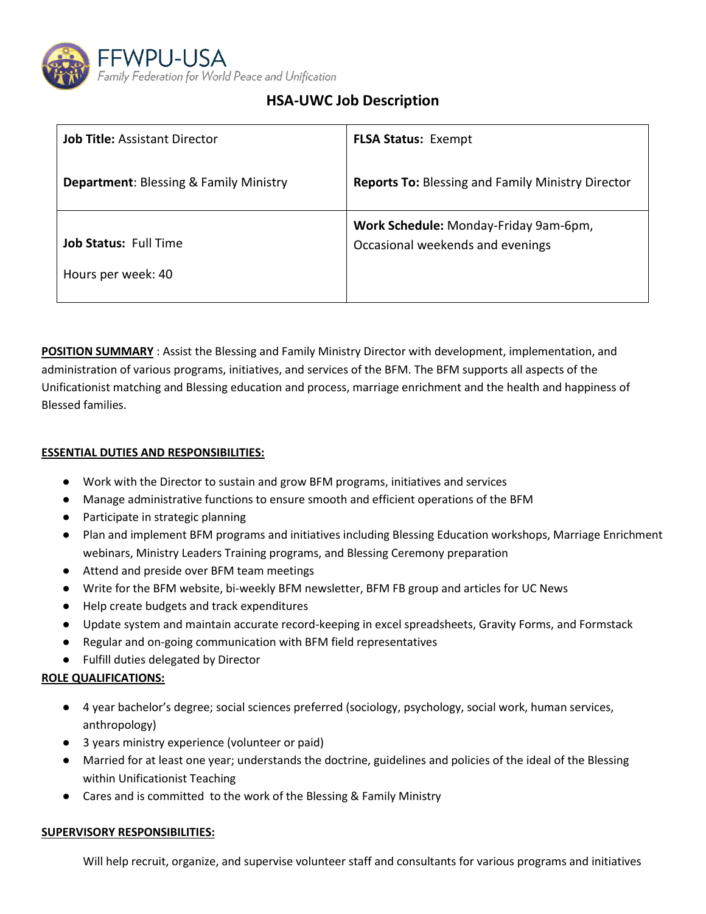FFWPU-USA

*Family Federation for World Peace and Unification*

# HSA-UWC Job Description

| **Job Title:** Assistant Director<br><br>**Department**: Blessing & Family Ministry | **FLSA Status:** Exempt<br><br>**Reports To:** Blessing and Family Ministry Director |
|---|---|
| **Job Status:** Full Time<br><br>Hours per week: 40 | **Work Schedule:** Monday-Friday 9am-6pm, Occasional weekends and evenings |

**POSITION SUMMARY** : Assist the Blessing and Family Ministry Director with development, implementation, and administration of various programs, initiatives, and services of the BFM. The BFM supports all aspects of the Unificationist matching and Blessing education and process, marriage enrichment and the health and happiness of Blessed families.

**ESSENTIAL DUTIES AND RESPONSIBILITIES:**

- Work with the Director to sustain and grow BFM programs, initiatives and services
- Manage administrative functions to ensure smooth and efficient operations of the BFM
- Participate in strategic planning
- Plan and implement BFM programs and initiatives including Blessing Education workshops, Marriage Enrichment webinars, Ministry Leaders Training programs, and Blessing Ceremony preparation
- Attend and preside over BFM team meetings
- Write for the BFM website, bi-weekly BFM newsletter, BFM FB group and articles for UC News
- Help create budgets and track expenditures
- Update system and maintain accurate record-keeping in excel spreadsheets, Gravity Forms, and Formstack
- Regular and on-going communication with BFM field representatives
- Fulfill duties delegated by Director

**ROLE QUALIFICATIONS:**

- 4 year bachelor's degree; social sciences preferred (sociology, psychology, social work, human services, anthropology)
- 3 years ministry experience (volunteer or paid)
- Married for at least one year; understands the doctrine, guidelines and policies of the ideal of the Blessing within Unificationist Teaching
- Cares and is committed to the work of the Blessing & Family Ministry

**SUPERVISORY RESPONSIBILITIES:**

Will help recruit, organize, and supervise volunteer staff and consultants for various programs and initiatives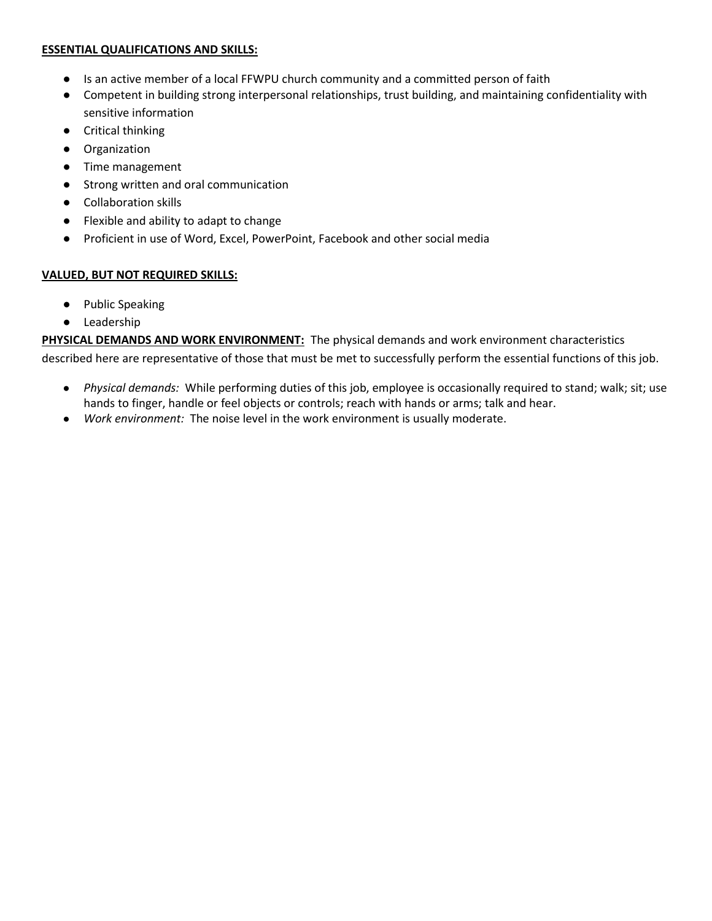**ESSENTIAL QUALIFICATIONS AND SKILLS:**

- Is an active member of a local FFWPU church community and a committed person of faith
- Competent in building strong interpersonal relationships, trust building, and maintaining confidentiality with sensitive information
- Critical thinking
- Organization
- Time management
- Strong written and oral communication
- Collaboration skills
- Flexible and ability to adapt to change
- Proficient in use of Word, Excel, PowerPoint, Facebook and other social media

**VALUED, BUT NOT REQUIRED SKILLS:**

- Public Speaking
- Leadership

**PHYSICAL DEMANDS AND WORK ENVIRONMENT:** The physical demands and work environment characteristics described here are representative of those that must be met to successfully perform the essential functions of this job.

- *Physical demands:* While performing duties of this job, employee is occasionally required to stand; walk; sit; use hands to finger, handle or feel objects or controls; reach with hands or arms; talk and hear.
- *Work environment:* The noise level in the work environment is usually moderate.